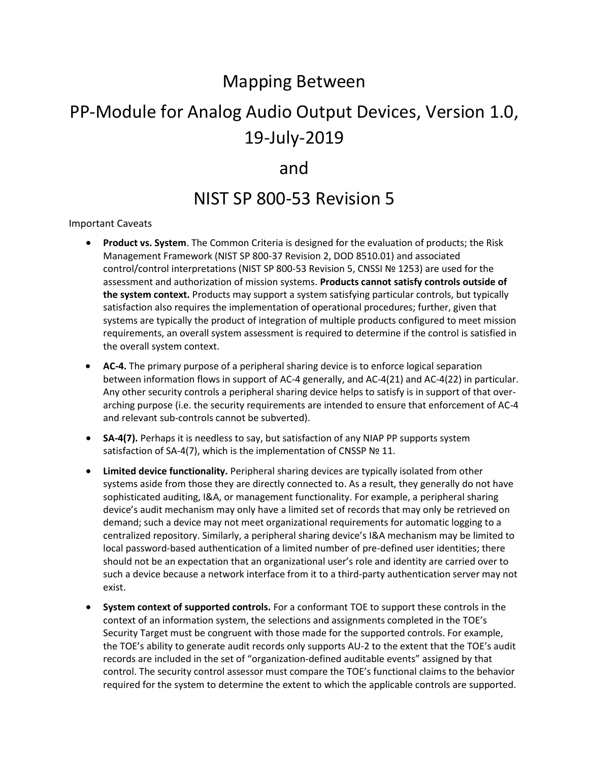# Mapping Between

# PP-Module for Analog Audio Output Devices, Version 1.0, 19-July-2019

# and

# NIST SP 800-53 Revision 5

Important Caveats

- **Product vs. System**. The Common Criteria is designed for the evaluation of products; the Risk Management Framework (NIST SP 800-37 Revision 2, DOD 8510.01) and associated control/control interpretations (NIST SP 800-53 Revision 5, CNSSI № 1253) are used for the assessment and authorization of mission systems. **Products cannot satisfy controls outside of the system context.** Products may support a system satisfying particular controls, but typically satisfaction also requires the implementation of operational procedures; further, given that systems are typically the product of integration of multiple products configured to meet mission requirements, an overall system assessment is required to determine if the control is satisfied in the overall system context.
- **AC-4.** The primary purpose of a peripheral sharing device is to enforce logical separation between information flows in support of AC-4 generally, and AC-4(21) and AC-4(22) in particular. Any other security controls a peripheral sharing device helps to satisfy is in support of that over-arching purpose (i.e. the security requirements are intended to ensure that enforcement of AC-4 and relevant sub-controls cannot be subverted).
- **SA-4(7).** Perhaps it is needless to say, but satisfaction of any NIAP PP supports system satisfaction of SA-4(7), which is the implementation of CNSSP № 11.
- **Limited device functionality.** Peripheral sharing devices are typically isolated from other systems aside from those they are directly connected to. As a result, they generally do not have sophisticated auditing, I&A, or management functionality. For example, a peripheral sharing device's audit mechanism may only have a limited set of records that may only be retrieved on demand; such a device may not meet organizational requirements for automatic logging to a centralized repository. Similarly, a peripheral sharing device's I&A mechanism may be limited to local password-based authentication of a limited number of pre-defined user identities; there should not be an expectation that an organizational user's role and identity are carried over to such a device because a network interface from it to a third-party authentication server may not exist.
- **System context of supported controls.** For a conformant TOE to support these controls in the context of an information system, the selections and assignments completed in the TOE's Security Target must be congruent with those made for the supported controls. For example, the TOE's ability to generate audit records only supports AU-2 to the extent that the TOE's audit records are included in the set of "organization-defined auditable events" assigned by that control. The security control assessor must compare the TOE's functional claims to the behavior required for the system to determine the extent to which the applicable controls are supported.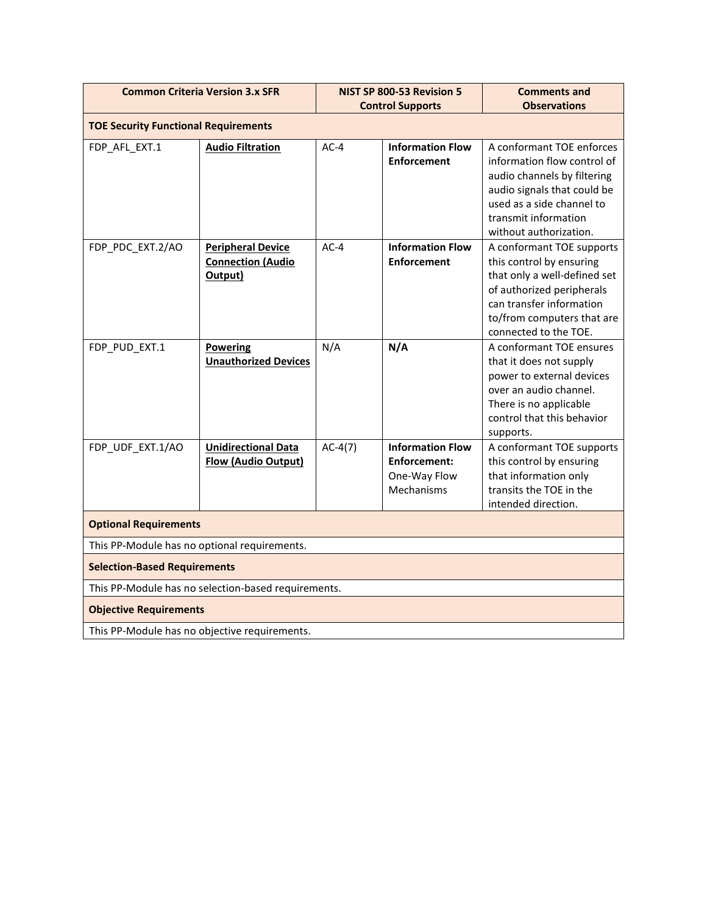| Common Criteria Version 3.x SFR | | NIST SP 800-53 Revision 5 Control Supports | | Comments and Observations |
|---|---|---|---|---|
| **TOE Security Functional Requirements** | | | | |
| FDP_AFL_EXT.1 | **Audio Filtration** | AC-4 | **Information Flow Enforcement** | A conformant TOE enforces information flow control of audio channels by filtering audio signals that could be used as a side channel to transmit information without authorization. |
| FDP_PDC_EXT.2/AO | **Peripheral Device Connection (Audio Output)** | AC-4 | **Information Flow Enforcement** | A conformant TOE supports this control by ensuring that only a well-defined set of authorized peripherals can transfer information to/from computers that are connected to the TOE. |
| FDP_PUD_EXT.1 | **Powering Unauthorized Devices** | N/A | **N/A** | A conformant TOE ensures that it does not supply power to external devices over an audio channel. There is no applicable control that this behavior supports. |
| FDP_UDF_EXT.1/AO | **Unidirectional Data Flow (Audio Output)** | AC-4(7) | **Information Flow Enforcement:** One-Way Flow Mechanisms | A conformant TOE supports this control by ensuring that information only transits the TOE in the intended direction. |
| **Optional Requirements** | | | | |
| This PP-Module has no optional requirements. | | | | |
| **Selection-Based Requirements** | | | | |
| This PP-Module has no selection-based requirements. | | | | |
| **Objective Requirements** | | | | |
| This PP-Module has no objective requirements. | | | | |